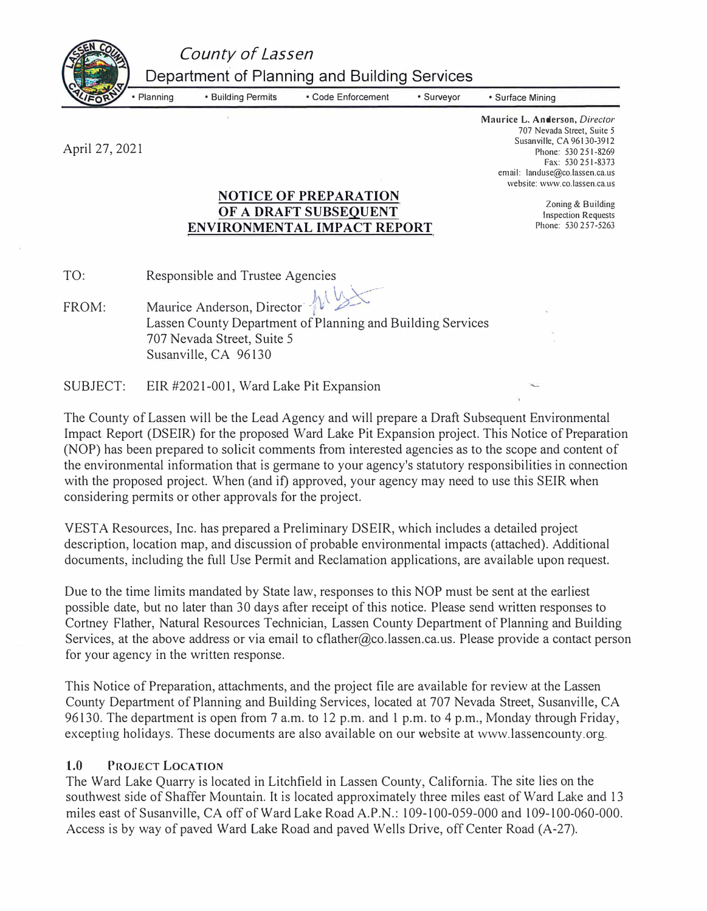# County of Lassen

## Department of Planning and Building Services

• Planning • Building Permits • Code Enforcement • Surveyor • Surface Mining

**Maurice L. Anderson**, *Director*
707 Nevada Street, Suite 5
Susanville, CA 96130-3912
Phone: 530 251-8269
Fax: 530 251-8373
email: landuse@co.lassen.ca.us
website: www.co.lassen.ca.us

Zoning & Building
Inspection Requests
Phone: 530 257-5263

April 27, 2021

**NOTICE OF PREPARATION**
**OF A DRAFT SUBSEQUENT**
**ENVIRONMENTAL IMPACT REPORT**

TO: Responsible and Trustee Agencies

FROM: Maurice Anderson, Director
Lassen County Department of Planning and Building Services
707 Nevada Street, Suite 5
Susanville, CA 96130

SUBJECT: EIR #2021-001, Ward Lake Pit Expansion

The County of Lassen will be the Lead Agency and will prepare a Draft Subsequent Environmental Impact Report (DSEIR) for the proposed Ward Lake Pit Expansion project. This Notice of Preparation (NOP) has been prepared to solicit comments from interested agencies as to the scope and content of the environmental information that is germane to your agency's statutory responsibilities in connection with the proposed project. When (and if) approved, your agency may need to use this SEIR when considering permits or other approvals for the project.

VESTA Resources, Inc. has prepared a Preliminary DSEIR, which includes a detailed project description, location map, and discussion of probable environmental impacts (attached). Additional documents, including the full Use Permit and Reclamation applications, are available upon request.

Due to the time limits mandated by State law, responses to this NOP must be sent at the earliest possible date, but no later than 30 days after receipt of this notice. Please send written responses to Cortney Flather, Natural Resources Technician, Lassen County Department of Planning and Building Services, at the above address or via email to cflather@co.lassen.ca.us. Please provide a contact person for your agency in the written response.

This Notice of Preparation, attachments, and the project file are available for review at the Lassen County Department of Planning and Building Services, located at 707 Nevada Street, Susanville, CA 96130. The department is open from 7 a.m. to 12 p.m. and 1 p.m. to 4 p.m., Monday through Friday, excepting holidays. These documents are also available on our website at www.lassencounty.org.

### 1.0 Project Location

The Ward Lake Quarry is located in Litchfield in Lassen County, California. The site lies on the southwest side of Shaffer Mountain. It is located approximately three miles east of Ward Lake and 13 miles east of Susanville, CA off of Ward Lake Road A.P.N.: 109-100-059-000 and 109-100-060-000. Access is by way of paved Ward Lake Road and paved Wells Drive, off Center Road (A-27).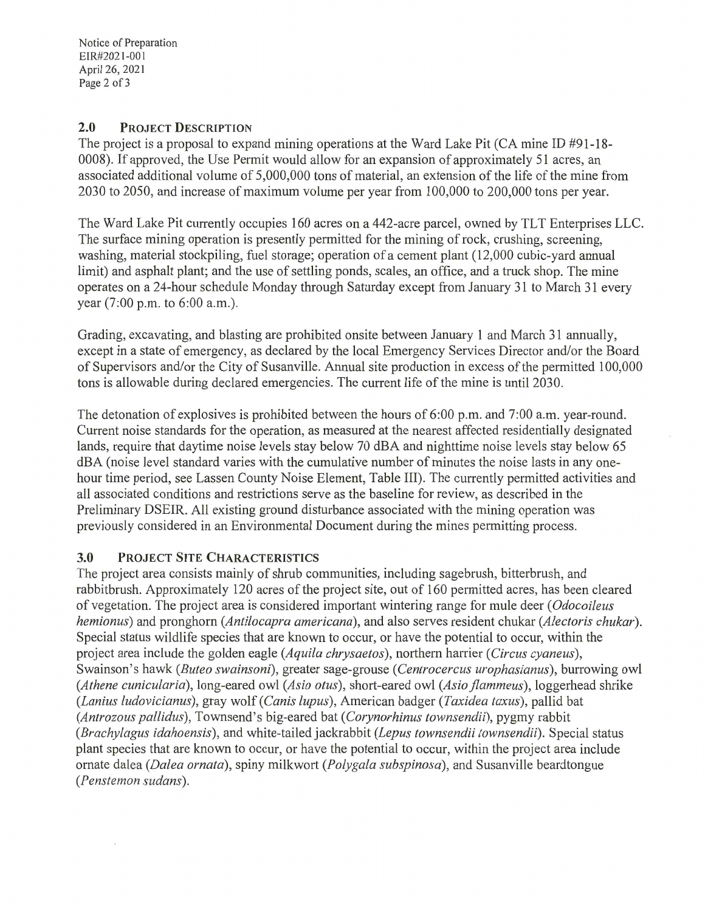## 2.0 Project Description

The project is a proposal to expand mining operations at the Ward Lake Pit (CA mine ID #91-18-0008). If approved, the Use Permit would allow for an expansion of approximately 51 acres, an associated additional volume of 5,000,000 tons of material, an extension of the life of the mine from 2030 to 2050, and increase of maximum volume per year from 100,000 to 200,000 tons per year.

The Ward Lake Pit currently occupies 160 acres on a 442-acre parcel, owned by TLT Enterprises LLC. The surface mining operation is presently permitted for the mining of rock, crushing, screening, washing, material stockpiling, fuel storage; operation of a cement plant (12,000 cubic-yard annual limit) and asphalt plant; and the use of settling ponds, scales, an office, and a truck shop. The mine operates on a 24-hour schedule Monday through Saturday except from January 31 to March 31 every year (7:00 p.m. to 6:00 a.m.).

Grading, excavating, and blasting are prohibited onsite between January 1 and March 31 annually, except in a state of emergency, as declared by the local Emergency Services Director and/or the Board of Supervisors and/or the City of Susanville. Annual site production in excess of the permitted 100,000 tons is allowable during declared emergencies. The current life of the mine is until 2030.

The detonation of explosives is prohibited between the hours of 6:00 p.m. and 7:00 a.m. year-round. Current noise standards for the operation, as measured at the nearest affected residentially designated lands, require that daytime noise levels stay below 70 dBA and nighttime noise levels stay below 65 dBA (noise level standard varies with the cumulative number of minutes the noise lasts in any one-hour time period, see Lassen County Noise Element, Table III). The currently permitted activities and all associated conditions and restrictions serve as the baseline for review, as described in the Preliminary DSEIR. All existing ground disturbance associated with the mining operation was previously considered in an Environmental Document during the mines permitting process.

## 3.0 Project Site Characteristics

The project area consists mainly of shrub communities, including sagebrush, bitterbrush, and rabbitbrush. Approximately 120 acres of the project site, out of 160 permitted acres, has been cleared of vegetation. The project area is considered important wintering range for mule deer (*Odocoileus hemionus*) and pronghorn (*Antilocapra americana*), and also serves resident chukar (*Alectoris chukar*). Special status wildlife species that are known to occur, or have the potential to occur, within the project area include the golden eagle (*Aquila chrysaetos*), northern harrier (*Circus cyaneus*), Swainson's hawk (*Buteo swainsoni*), greater sage-grouse (*Centrocercus urophasianus*), burrowing owl (*Athene cunicularia*), long-eared owl (*Asio otus*), short-eared owl (*Asio flammeus*), loggerhead shrike (*Lanius ludovicianus*), gray wolf (*Canis lupus*), American badger (*Taxidea taxus*), pallid bat (*Antrozous pallidus*), Townsend's big-eared bat (*Corynorhinus townsendii*), pygmy rabbit (*Brachylagus idahoensis*), and white-tailed jackrabbit (*Lepus townsendii townsendii*). Special status plant species that are known to occur, or have the potential to occur, within the project area include ornate dalea (*Dalea ornata*), spiny milkwort (*Polygala subspinosa*), and Susanville beardtongue (*Penstemon sudans*).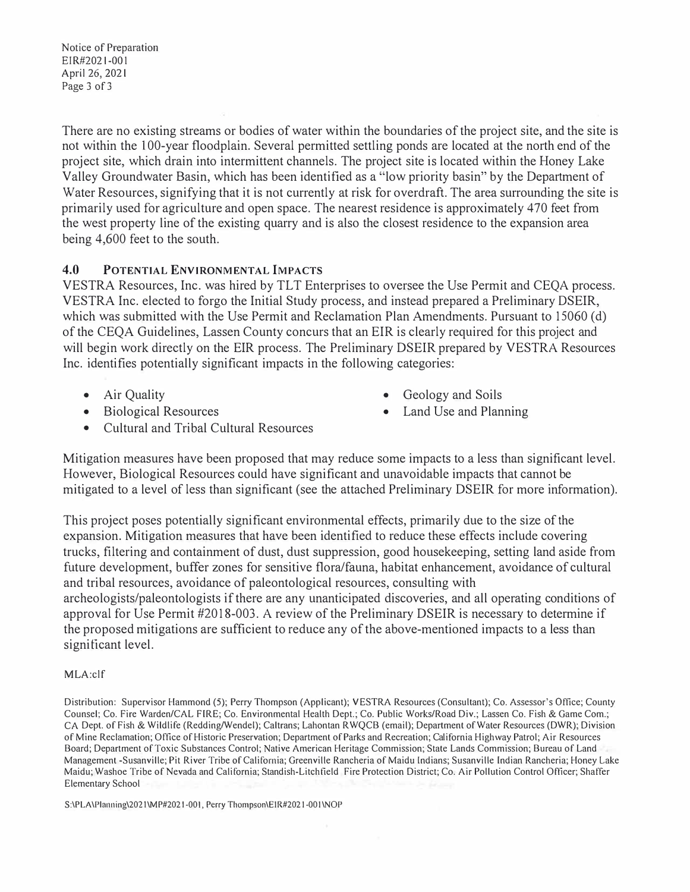There are no existing streams or bodies of water within the boundaries of the project site, and the site is not within the 100-year floodplain. Several permitted settling ponds are located at the north end of the project site, which drain into intermittent channels. The project site is located within the Honey Lake Valley Groundwater Basin, which has been identified as a "low priority basin" by the Department of Water Resources, signifying that it is not currently at risk for overdraft. The area surrounding the site is primarily used for agriculture and open space. The nearest residence is approximately 470 feet from the west property line of the existing quarry and is also the closest residence to the expansion area being 4,600 feet to the south.

## 4.0 Potential Environmental Impacts

VESTRA Resources, Inc. was hired by TLT Enterprises to oversee the Use Permit and CEQA process. VESTRA Inc. elected to forgo the Initial Study process, and instead prepared a Preliminary DSEIR, which was submitted with the Use Permit and Reclamation Plan Amendments. Pursuant to 15060 (d) of the CEQA Guidelines, Lassen County concurs that an EIR is clearly required for this project and will begin work directly on the EIR process. The Preliminary DSEIR prepared by VESTRA Resources Inc. identifies potentially significant impacts in the following categories:

- Air Quality
- Biological Resources
- Cultural and Tribal Cultural Resources
- Geology and Soils
- Land Use and Planning

Mitigation measures have been proposed that may reduce some impacts to a less than significant level. However, Biological Resources could have significant and unavoidable impacts that cannot be mitigated to a level of less than significant (see the attached Preliminary DSEIR for more information).

This project poses potentially significant environmental effects, primarily due to the size of the expansion. Mitigation measures that have been identified to reduce these effects include covering trucks, filtering and containment of dust, dust suppression, good housekeeping, setting land aside from future development, buffer zones for sensitive flora/fauna, habitat enhancement, avoidance of cultural and tribal resources, avoidance of paleontological resources, consulting with archeologists/paleontologists if there are any unanticipated discoveries, and all operating conditions of approval for Use Permit #2018-003. A review of the Preliminary DSEIR is necessary to determine if the proposed mitigations are sufficient to reduce any of the above-mentioned impacts to a less than significant level.

MLA:clf

Distribution: Supervisor Hammond (5); Perry Thompson (Applicant); VESTRA Resources (Consultant); Co. Assessor's Office; County Counsel; Co. Fire Warden/CAL FIRE; Co. Environmental Health Dept.; Co. Public Works/Road Div.; Lassen Co. Fish & Game Com.; CA Dept. of Fish & Wildlife (Redding/Wendel); Caltrans; Lahontan RWQCB (email); Department of Water Resources (DWR); Division of Mine Reclamation; Office of Historic Preservation; Department of Parks and Recreation; California Highway Patrol; Air Resources Board; Department of Toxic Substances Control; Native American Heritage Commission; State Lands Commission; Bureau of Land Management -Susanville; Pit River Tribe of California; Greenville Rancheria of Maidu Indians; Susanville Indian Rancheria; Honey Lake Maidu; Washoe Tribe of Nevada and California; Standish-Litchfield Fire Protection District; Co. Air Pollution Control Officer; Shaffer Elementary School

S:\PLA\Planning\2021\MP#2021-001, Perry Thompson\EIR#2021-001\NOP